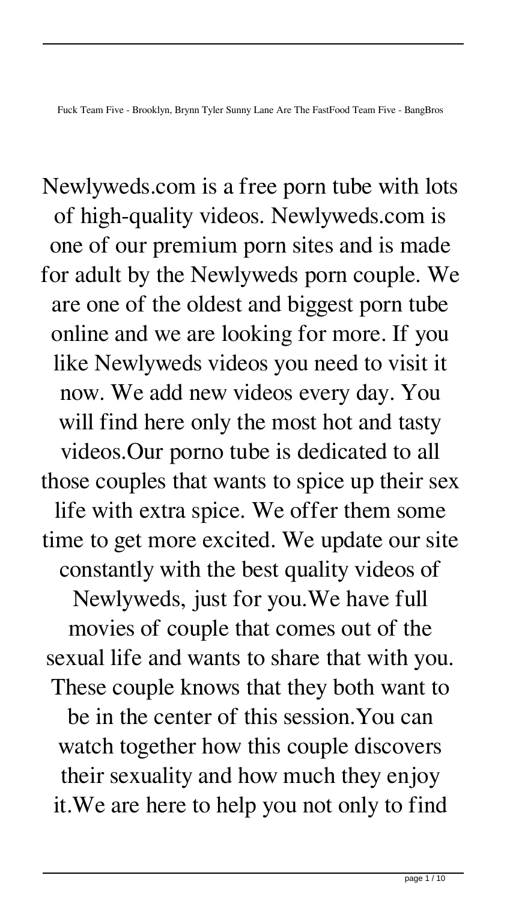Newlyweds.com is a free porn tube with lots of high-quality videos. Newlyweds.com is one of our premium porn sites and is made for adult by the Newlyweds porn couple. We are one of the oldest and biggest porn tube online and we are looking for more. If you like Newlyweds videos you need to visit it now. We add new videos every day. You will find here only the most hot and tasty videos.Our porno tube is dedicated to all those couples that wants to spice up their sex life with extra spice. We offer them some time to get more excited. We update our site constantly with the best quality videos of Newlyweds, just for you.We have full movies of couple that comes out of the sexual life and wants to share that with you. These couple knows that they both want to be in the center of this session.You can watch together how this couple discovers their sexuality and how much they enjoy it.We are here to help you not only to find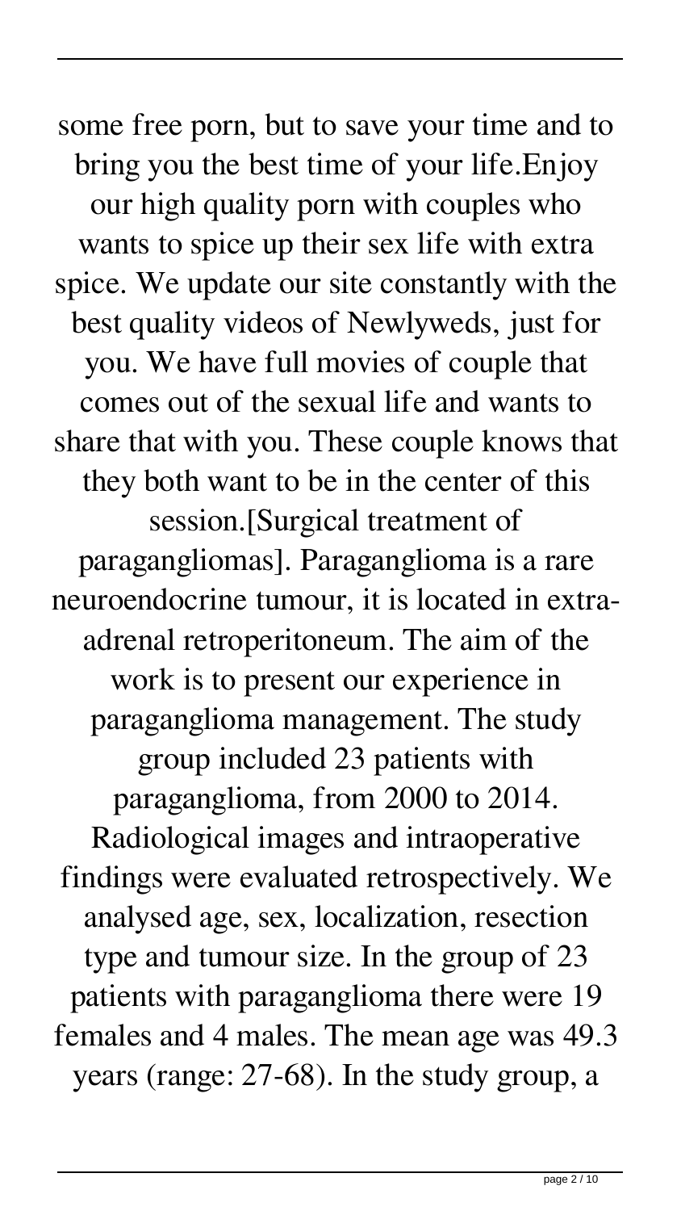some free porn, but to save your time and to bring you the best time of your life.Enjoy our high quality porn with couples who wants to spice up their sex life with extra spice. We update our site constantly with the best quality videos of Newlyweds, just for you. We have full movies of couple that comes out of the sexual life and wants to share that with you. These couple knows that they both want to be in the center of this session.[Surgical treatment of paragangliomas]. Paraganglioma is a rare neuroendocrine tumour, it is located in extra-adrenal retroperitoneum. The aim of the work is to present our experience in paraganglioma management. The study group included 23 patients with paraganglioma, from 2000 to 2014. Radiological images and intraoperative findings were evaluated retrospectively. We analysed age, sex, localization, resection type and tumour size. In the group of 23 patients with paraganglioma there were 19 females and 4 males. The mean age was 49.3 years (range: 27-68). In the study group, a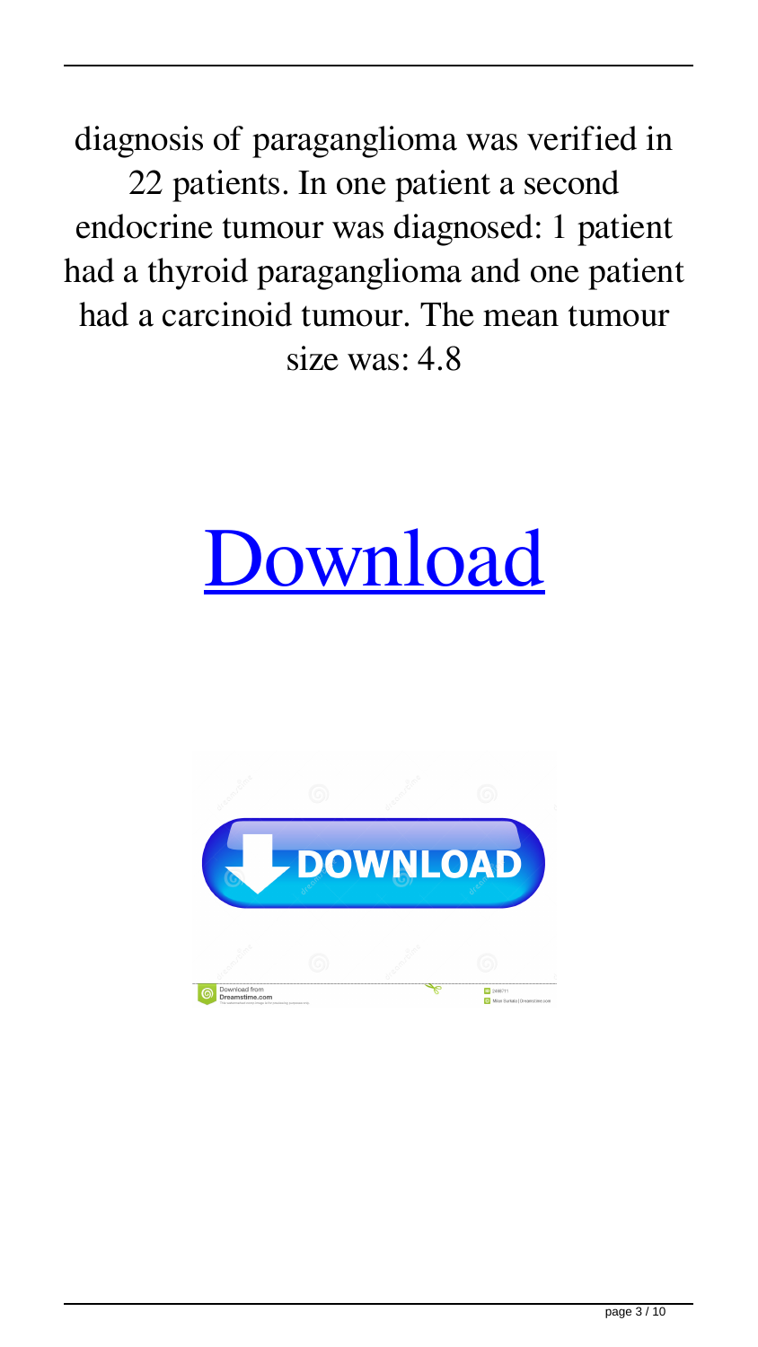diagnosis of paraganglioma was verified in 22 patients. In one patient a second endocrine tumour was diagnosed: 1 patient had a thyroid paraganglioma and one patient had a carcinoid tumour. The mean tumour size was: 4.8

[Download]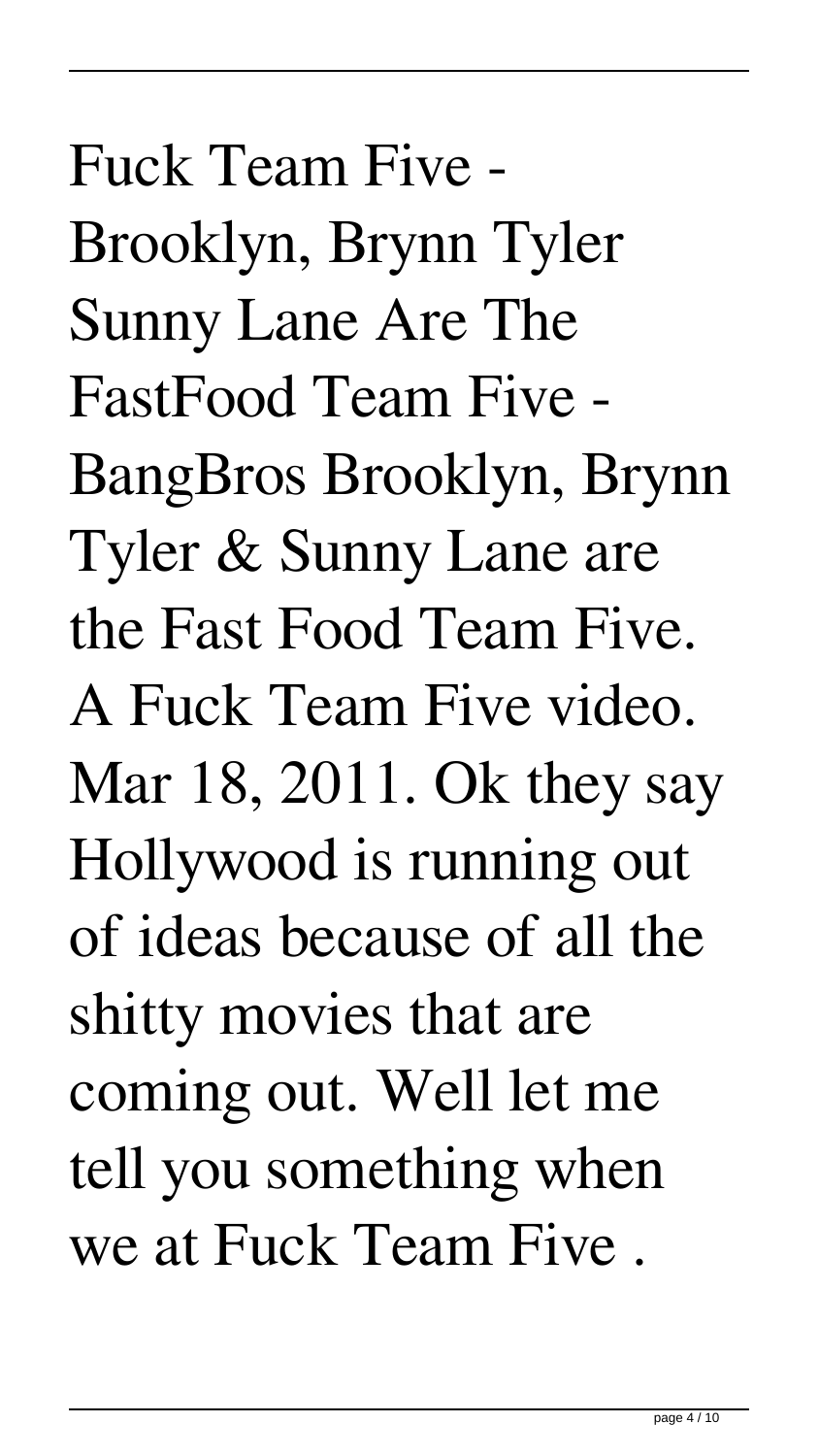Fuck Team Five - Brooklyn, Brynn Tyler Sunny Lane Are The FastFood Team Five - BangBros Brooklyn, Brynn Tyler & Sunny Lane are the Fast Food Team Five. A Fuck Team Five video. Mar 18, 2011. Ok they say Hollywood is running out of ideas because of all the shitty movies that are coming out. Well let me tell you something when we at Fuck Team Five .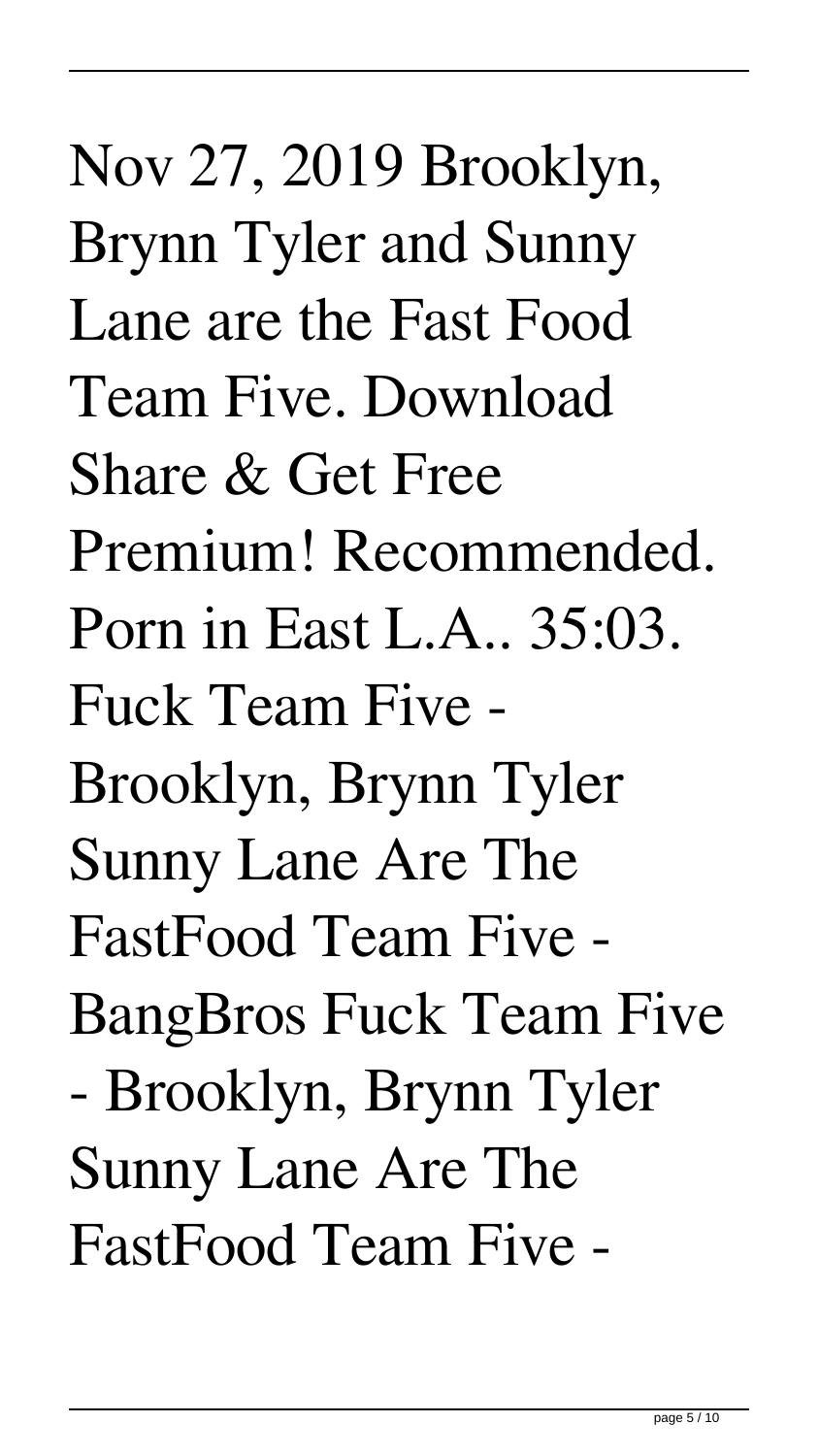Nov 27, 2019 Brooklyn, Brynn Tyler and Sunny Lane are the Fast Food Team Five. Download Share & Get Free Premium! Recommended. Porn in East L.A.. 35:03. Fuck Team Five - Brooklyn, Brynn Tyler Sunny Lane Are The FastFood Team Five - BangBros Fuck Team Five - Brooklyn, Brynn Tyler Sunny Lane Are The FastFood Team Five -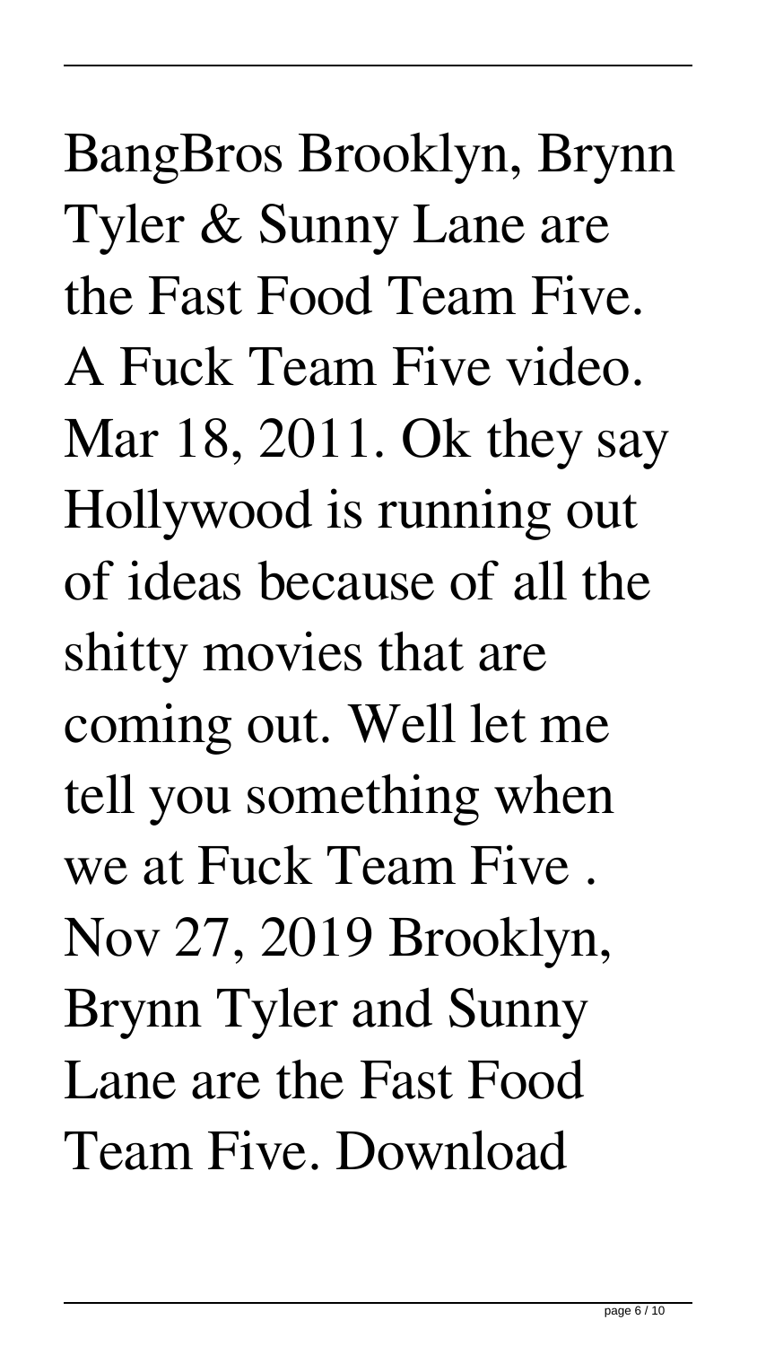BangBros Brooklyn, Brynn Tyler & Sunny Lane are the Fast Food Team Five. A Fuck Team Five video. Mar 18, 2011. Ok they say Hollywood is running out of ideas because of all the shitty movies that are coming out. Well let me tell you something when we at Fuck Team Five . Nov 27, 2019 Brooklyn, Brynn Tyler and Sunny Lane are the Fast Food Team Five. Download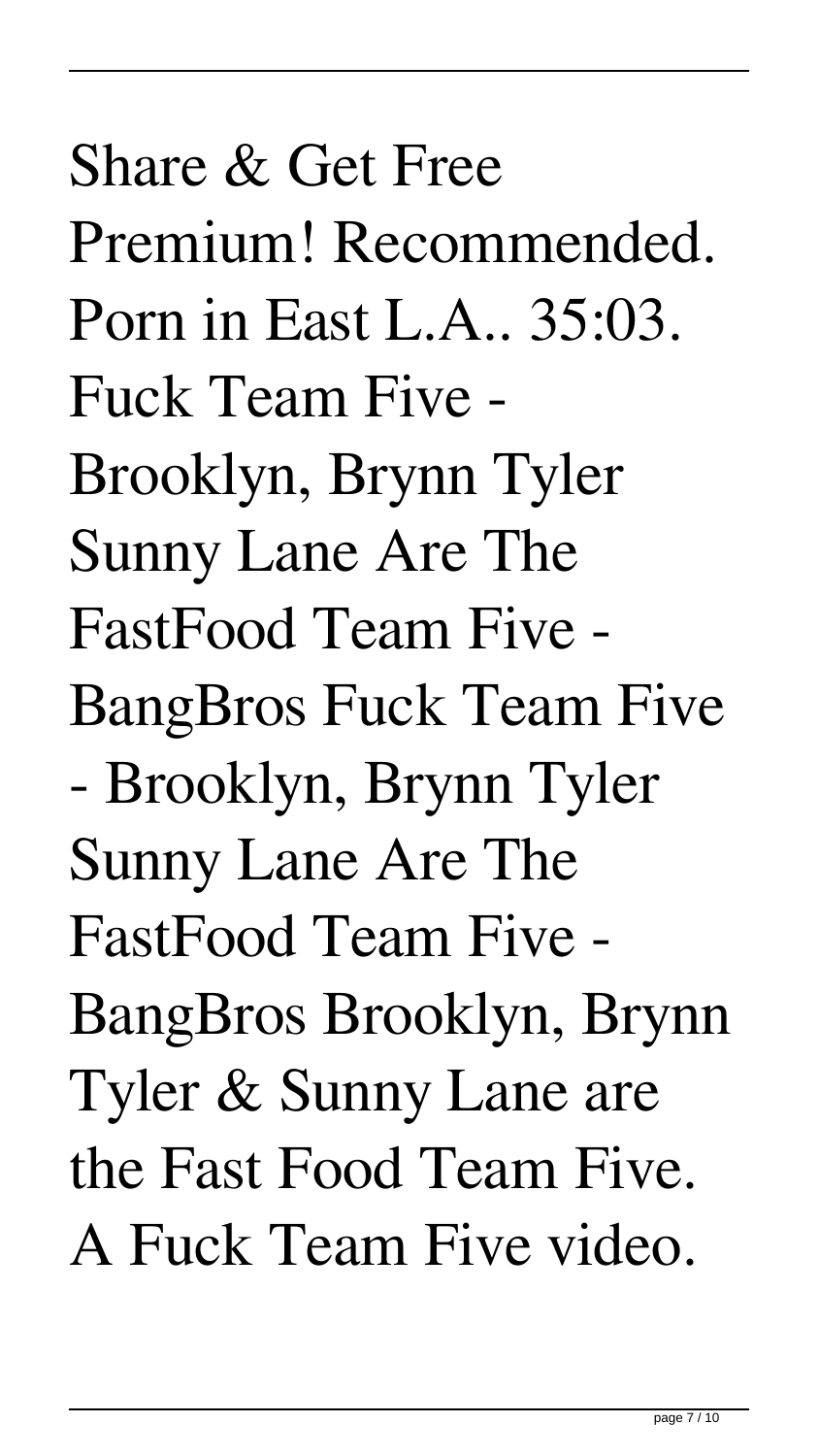Share & Get Free Premium! Recommended. Porn in East L.A.. 35:03. Fuck Team Five - Brooklyn, Brynn Tyler Sunny Lane Are The FastFood Team Five - BangBros Fuck Team Five - Brooklyn, Brynn Tyler Sunny Lane Are The FastFood Team Five - BangBros Brooklyn, Brynn Tyler & Sunny Lane are the Fast Food Team Five. A Fuck Team Five video.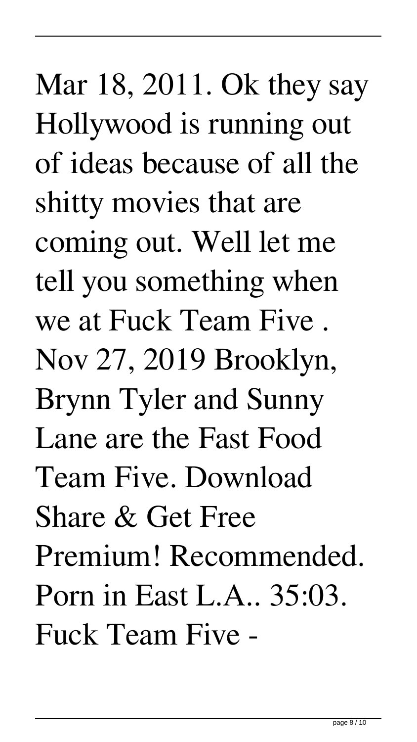Mar 18, 2011. Ok they say Hollywood is running out of ideas because of all the shitty movies that are coming out. Well let me tell you something when we at Fuck Team Five . Nov 27, 2019 Brooklyn, Brynn Tyler and Sunny Lane are the Fast Food Team Five. Download Share & Get Free Premium! Recommended. Porn in East L.A.. 35:03. Fuck Team Five -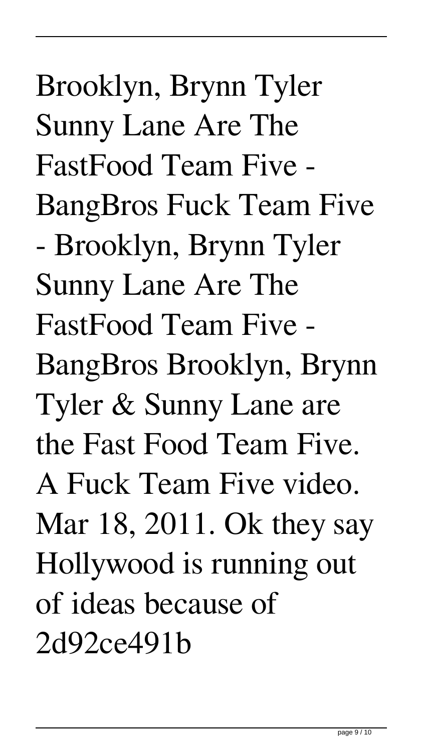Brooklyn, Brynn Tyler Sunny Lane Are The FastFood Team Five - BangBros Fuck Team Five - Brooklyn, Brynn Tyler Sunny Lane Are The FastFood Team Five - BangBros Brooklyn, Brynn Tyler & Sunny Lane are the Fast Food Team Five. A Fuck Team Five video. Mar 18, 2011. Ok they say Hollywood is running out of ideas because of 2d92ce491b